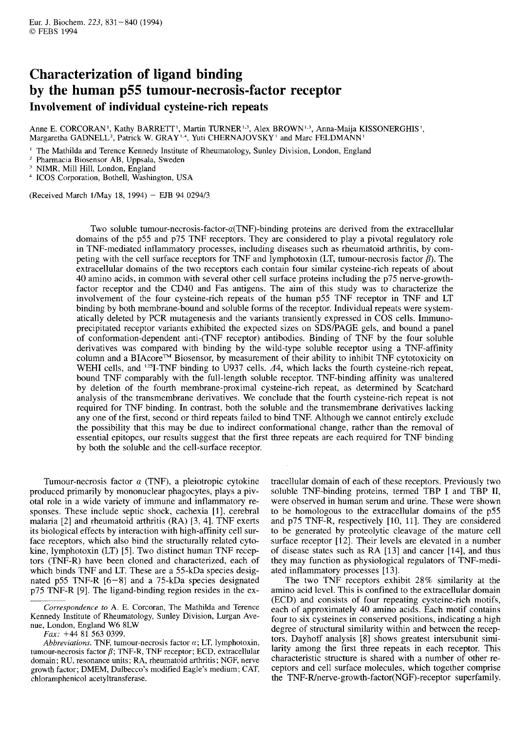# Characterization of ligand binding by the human p55 tumour-necrosis-factor receptor

## Involvement of individual cysteine-rich repeats

Anne E. CORCORAN[1], Kathy BARRETT[1], Martin TURNER[1,3], Alex BROWN[1,3], Anna-Maija KISSONERGHIS[1], Margaretha GADNELL[2], Patrick W. GRAY[1,4], Yuti CHERNAJOVSKY[1] and Marc FELDMANN[1]

[1] The Mathilda and Terence Kennedy Institute of Rheumatology, Sunley Division, London, England

[2] Pharmacia Biosensor AB, Uppsala, Sweden

[3] NIMR, Mill Hill, London, England

[4] ICOS Corporation, Bothell, Washington, USA

(Received March 1/May 18, 1994) – EJB 94 0294/3

Two soluble tumour-necrosis-factor-$\alpha$(TNF)-binding proteins are derived from the extracellular domains of the p55 and p75 TNF receptors. They are considered to play a pivotal regulatory role in TNF-mediated inflammatory processes, including diseases such as rheumatoid arthritis, by competing with the cell surface receptors for TNF and lymphotoxin (LT, tumour-necrosis factor $\beta$). The extracellular domains of the two receptors each contain four similar cysteine-rich repeats of about 40 amino acids, in common with several other cell surface proteins including the p75 nerve-growth-factor receptor and the CD40 and Fas antigens. The aim of this study was to characterize the involvement of the four cysteine-rich repeats of the human p55 TNF receptor in TNF and LT binding by both membrane-bound and soluble forms of the receptor. Individual repeats were systematically deleted by PCR mutagenesis and the variants transiently expressed in COS cells. Immunoprecipitated receptor variants exhibited the expected sizes on SDS/PAGE gels, and bound a panel of conformation-dependent anti-(TNF receptor) antibodies. Binding of TNF by the four soluble derivatives was compared with binding by the wild-type soluble receptor using a TNF-affinity column and a BIAcore™ Biosensor, by measurement of their ability to inhibit TNF cytotoxicity on WEHI cells, and $^{125}$I-TNF binding to U937 cells. $\Delta 4$, which lacks the fourth cysteine-rich repeat, bound TNF comparably with the full-length soluble receptor. TNF-binding affinity was unaltered by deletion of the fourth membrane-proximal cysteine-rich repeat, as determined by Scatchard analysis of the transmembrane derivatives. We conclude that the fourth cysteine-rich repeat is not required for TNF binding. In contrast, both the soluble and the transmembrane derivatives lacking any one of the first, second or third repeats failed to bind TNF. Although we cannot entirely exclude the possibility that this may be due to indirect conformational change, rather than the removal of essential epitopes, our results suggest that the first three repeats are each required for TNF binding by both the soluble and the cell-surface receptor.

Tumour-necrosis factor $\alpha$ (TNF), a pleiotropic cytokine produced primarily by mononuclear phagocytes, plays a pivotal role in a wide variety of immune and inflammatory responses. These include septic shock, cachexia [1], cerebral malaria [2] and rheumatoid arthritis (RA) [3, 4]. TNF exerts its biological effects by interaction with high-affinity cell surface receptors, which also bind the structurally related cytokine, lymphotoxin (LT) [5]. Two distinct human TNF receptors (TNF-R) have been cloned and characterized, each of which binds TNF and LT. These are a 55-kDa species designated p55 TNF-R [6–8] and a 75-kDa species designated p75 TNF-R [9]. The ligand-binding region resides in the extracellular domain of each of these receptors. Previously two soluble TNF-binding proteins, termed TBP I and TBP II, were observed in human serum and urine. These were shown to be homologous to the extracellular domains of the p55 and p75 TNF-R, respectively [10, 11]. They are considered to be generated by proteolytic cleavage of the mature cell surface receptor [12]. Their levels are elevated in a number of disease states such as RA [13] and cancer [14], and thus they may function as physiological regulators of TNF-mediated inflammatory processes [13].

The two TNF receptors exhibit 28% similarity at the amino acid level. This is confined to the extracellular domain (ECD) and consists of four repeating cysteine-rich motifs, each of approximately 40 amino acids. Each motif contains four to six cysteines in conserved positions, indicating a high degree of structural similarity within and between the receptors. Dayhoff analysis [8] shows greatest intersubunit similarity among the first three repeats in each receptor. This characteristic structure is shared with a number of other receptors and cell surface molecules, which together comprise the TNF-R/nerve-growth-factor(NGF)-receptor superfamily.

*Correspondence to* A. E. Corcoran, The Mathilda and Terence Kennedy Institute of Rheumatology, Sunley Division, Lurgan Avenue, London, England W6 8LW

*Fax:* +44 81 563 0399.

*Abbreviations.* TNF, tumour-necrosis factor $\alpha$; LT, lymphotoxin, tumour-necrosis factor $\beta$; TNF-R, TNF receptor; ECD, extracellular domain; RU, resonance units; RA, rheumatoid arthritis; NGF, nerve growth factor; DMEM, Dulbecco's modified Eagle's medium; CAT, chloramphenicol acetyltransferase.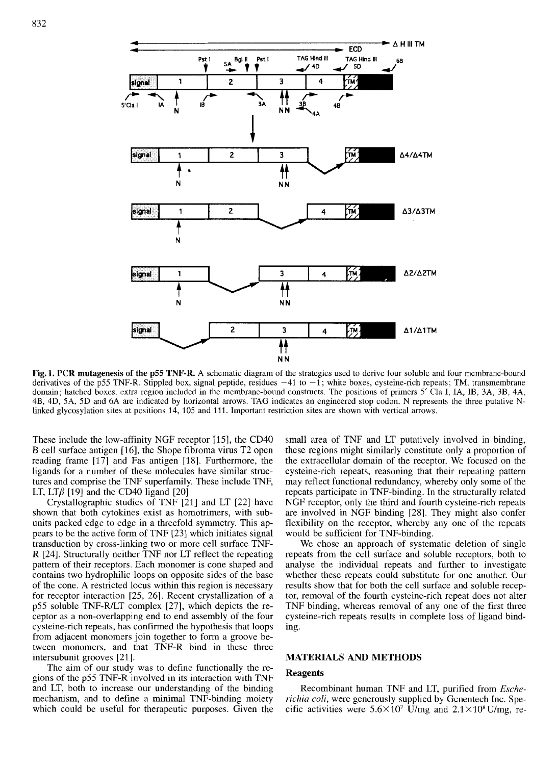**Fig. 1. PCR mutagenesis of the p55 TNF-R.** A schematic diagram of the strategies used to derive four soluble and four membrane-bound derivatives of the p55 TNF-R. Stippled box, signal peptide, residues −41 to −1; white boxes, cysteine-rich repeats; TM, transmembrane domain; hatched boxes, extra region included in the membrane-bound constructs. The positions of primers 5′ Cla I, IA, IB, 3A, 3B, 4A, 4B, 4D, 5A, 5D and 6A are indicated by horizontal arrows. TAG indicates an engineered stop codon. N represents the three putative N-linked glycosylation sites at positions 14, 105 and 111. Important restriction sites are shown with vertical arrows.

These include the low-affinity NGF receptor [15], the CD40 B cell surface antigen [16], the Shope fibroma virus T2 open reading frame [17] and Fas antigen [18]. Furthermore, the ligands for a number of these molecules have similar structures and comprise the TNF superfamily. These include TNF, LT, LT$\beta$ [19] and the CD40 ligand [20]

Crystallographic studies of TNF [21] and LT [22] have shown that both cytokines exist as homotrimers, with subunits packed edge to edge in a threefold symmetry. This appears to be the active form of TNF [23] which initiates signal transduction by cross-linking two or more cell surface TNF-R [24]. Structurally neither TNF nor LT reflect the repeating pattern of their receptors. Each monomer is cone shaped and contains two hydrophilic loops on opposite sides of the base of the cone. A restricted locus within this region is necessary for receptor interaction [25, 26]. Recent crystallization of a p55 soluble TNF-R/LT complex [27], which depicts the receptor as a non-overlapping end to end assembly of the four cysteine-rich repeats, has confirmed the hypothesis that loops from adjacent monomers join together to form a groove between monomers, and that TNF-R bind in these three intersubunit grooves [21].

The aim of our study was to define functionally the regions of the p55 TNF-R involved in its interaction with TNF and LT, both to increase our understanding of the binding mechanism, and to define a minimal TNF-binding moiety which could be useful for therapeutic purposes. Given the small area of TNF and LT putatively involved in binding, these regions might similarly constitute only a proportion of the extracellular domain of the receptor. We focused on the cysteine-rich repeats, reasoning that their repeating pattern may reflect functional redundancy, whereby only some of the repeats participate in TNF-binding. In the structurally related NGF receptor, only the third and fourth cysteine-rich repeats are involved in NGF binding [28]. They might also confer flexibility on the receptor, whereby any one of the repeats would be sufficient for TNF-binding.

We chose an approach of systematic deletion of single repeats from the cell surface and soluble receptors, both to analyse the individual repeats and further to investigate whether these repeats could substitute for one another. Our results show that for both the cell surface and soluble receptor, removal of the fourth cysteine-rich repeat does not alter TNF binding, whereas removal of any one of the first three cysteine-rich repeats results in complete loss of ligand binding.

## MATERIALS AND METHODS

### Reagents

Recombinant human TNF and LT, purified from *Escherichia coli*, were generously supplied by Genentech Inc. Specific activities were $5.6 \times 10^7$ U/mg and $2.1 \times 10^8$ U/mg, re-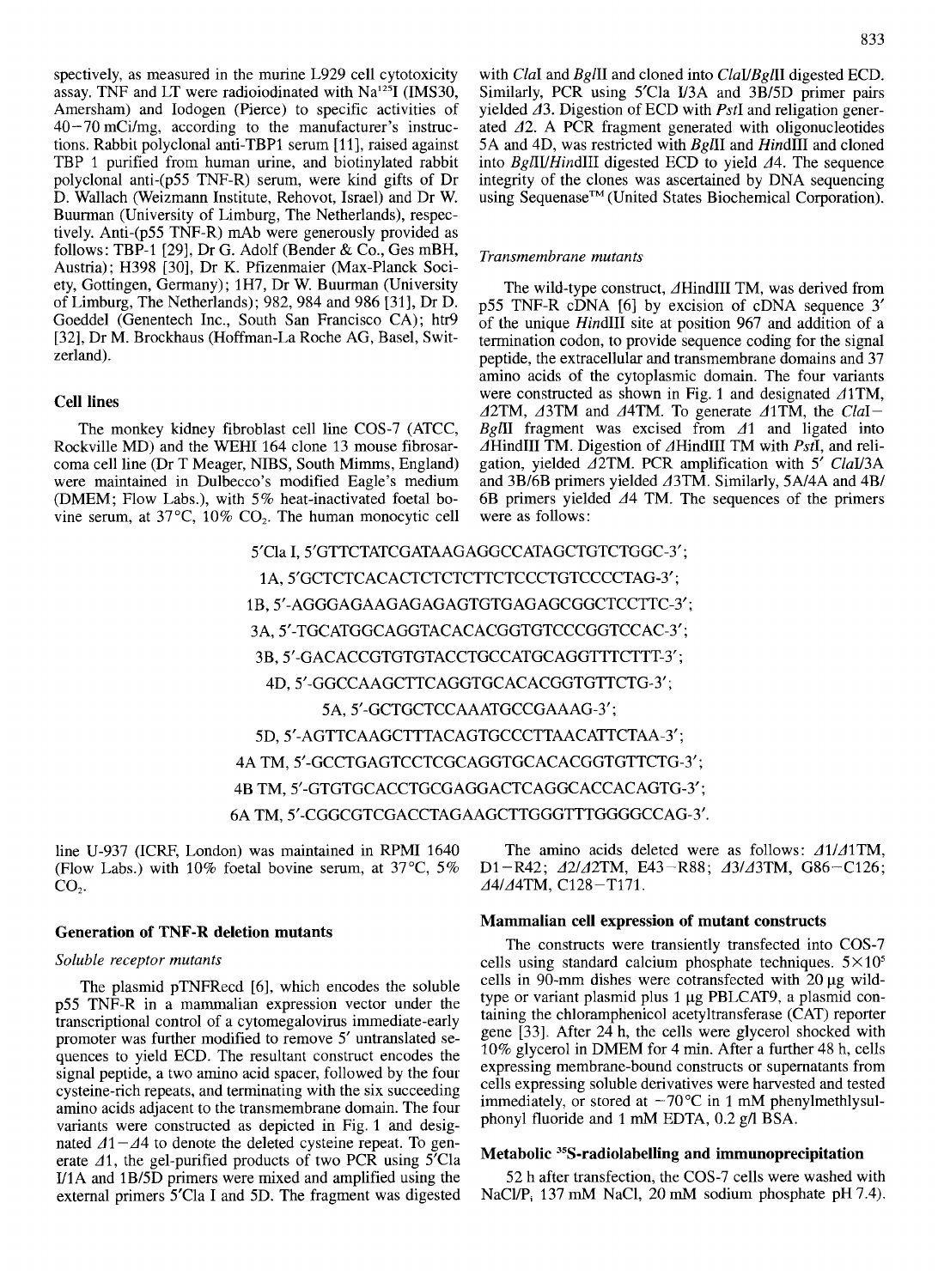spectively, as measured in the murine L929 cell cytotoxicity assay. TNF and LT were radioiodinated with $Na^{125}I$ (IMS30, Amersham) and Iodogen (Pierce) to specific activities of 40–70 mCi/mg, according to the manufacturer's instructions. Rabbit polyclonal anti-TBP1 serum [11], raised against TBP 1 purified from human urine, and biotinylated rabbit polyclonal anti-(p55 TNF-R) serum, were kind gifts of Dr D. Wallach (Weizmann Institute, Rehovot, Israel) and Dr W. Buurman (University of Limburg, The Netherlands), respectively. Anti-(p55 TNF-R) mAb were generously provided as follows: TBP-1 [29], Dr G. Adolf (Bender & Co., Ges mBH, Austria); H398 [30], Dr K. Pfizenmaier (Max-Planck Society, Gottingen, Germany); 1H7, Dr W. Buurman (University of Limburg, The Netherlands); 982, 984 and 986 [31], Dr D. Goeddel (Genentech Inc., South San Francisco CA); htr9 [32], Dr M. Brockhaus (Hoffman-La Roche AG, Basel, Switzerland).

## Cell lines

The monkey kidney fibroblast cell line COS-7 (ATCC, Rockville MD) and the WEHI 164 clone 13 mouse fibrosarcoma cell line (Dr T Meager, NIBS, South Mimms, England) were maintained in Dulbecco's modified Eagle's medium (DMEM; Flow Labs.), with 5% heat-inactivated foetal bovine serum, at 37°C, 10% $CO_2$. The human monocytic cell line U-937 (ICRF, London) was maintained in RPMI 1640 (Flow Labs.) with 10% foetal bovine serum, at 37°C, 5% $CO_2$.

## Generation of TNF-R deletion mutants

### *Soluble receptor mutants*

The plasmid pTNFRecd [6], which encodes the soluble p55 TNF-R in a mammalian expression vector under the transcriptional control of a cytomegalovirus immediate-early promoter was further modified to remove 5′ untranslated sequences to yield ECD. The resultant construct encodes the signal peptide, a two amino acid spacer, followed by the four cysteine-rich repeats, and terminating with the six succeeding amino acids adjacent to the transmembrane domain. The four variants were constructed as depicted in Fig. 1 and designated Δ1–Δ4 to denote the deleted cysteine repeat. To generate Δ1, the gel-purified products of two PCR using 5′Cla I/1A and 1B/5D primers were mixed and amplified using the external primers 5′Cla I and 5D. The fragment was digested with *Cla*I and *Bgl*II and cloned into *Cla*I/*Bgl*II digested ECD. Similarly, PCR using 5′Cla I/3A and 3B/5D primer pairs yielded Δ3. Digestion of ECD with *Pst*I and religation generated Δ2. A PCR fragment generated with oligonucleotides 5A and 4D, was restricted with *Bgl*II and *Hin*dIII and cloned into *Bgl*II/*Hin*dIII digested ECD to yield Δ4. The sequence integrity of the clones was ascertained by DNA sequencing using Sequenase™ (United States Biochemical Corporation).

### *Transmembrane mutants*

The wild-type construct, ΔHindIII TM, was derived from p55 TNF-R cDNA [6] by excision of cDNA sequence 3′ of the unique *Hin*dIII site at position 967 and addition of a termination codon, to provide sequence coding for the signal peptide, the extracellular and transmembrane domains and 37 amino acids of the cytoplasmic domain. The four variants were constructed as shown in Fig. 1 and designated Δ1TM, Δ2TM, Δ3TM and Δ4TM. To generate Δ1TM, the *Cla*I–*Bgl*II fragment was excised from Δ1 and ligated into ΔHindIII TM. Digestion of ΔHindIII TM with *Pst*I, and religation, yielded Δ2TM. PCR amplification with 5′ *Cla*I/3A and 3B/6B primers yielded Δ3TM. Similarly, 5A/4A and 4B/6B primers yielded Δ4 TM. The sequences of the primers were as follows:

5′Cla I, 5′GTTCTATCGATAAGAGGCCATAGCTGTCTGGC-3′;
1A, 5′GCTCTCACACTCTCTCTTCTCCCTGTCCCCTAG-3′;
1B, 5′-AGGGAGAAGAGAGAGTGTGAGAGCGGCTCCTTC-3′;
3A, 5′-TGCATGGCAGGTACACACGGTGTCCCGGTCCAC-3′;
3B, 5′-GACACCGTGTGTACCTGCCATGCAGGTTTCTTT-3′;
4D, 5′-GGCCAAGCTTCAGGTGCACACGGTGTTCTG-3′;
5A, 5′-GCTGCTCCAAATGCCGAAAG-3′;
5D, 5′-AGTTCAAGCTTTACAGTGCCCTTAACATTCTAA-3′;
4A TM, 5′-GCCTGAGTCCTCGCAGGTGCACACGGTGTTCTG-3′;
4B TM, 5′-GTGTGCACCTGCGAGGACTCAGGCACCACAGTG-3′;
6A TM, 5′-CGGCGTCGACCTAGAAGCTTGGGTTTGGGGCCAG-3′.

The amino acids deleted were as follows: Δ1/Δ1TM, D1–R42; Δ2/Δ2TM, E43–R88; Δ3/Δ3TM, G86–C126; Δ4/Δ4TM, C128–T171.

## Mammalian cell expression of mutant constructs

The constructs were transiently transfected into COS-7 cells using standard calcium phosphate techniques. $5\times10^5$ cells in 90-mm dishes were cotransfected with 20 μg wild-type or variant plasmid plus 1 μg PBLCAT9, a plasmid containing the chloramphenicol acetyltransferase (CAT) reporter gene [33]. After 24 h, the cells were glycerol shocked with 10% glycerol in DMEM for 4 min. After a further 48 h, cells expressing membrane-bound constructs or supernatants from cells expressing soluble derivatives were harvested and tested immediately, or stored at −70°C in 1 mM phenylmethylsulphonyl fluoride and 1 mM EDTA, 0.2 g/l BSA.

## Metabolic $^{35}S$-radiolabelling and immunoprecipitation

52 h after transfection, the COS-7 cells were washed with $NaCl/P_i$ 137 mM NaCl, 20 mM sodium phosphate pH 7.4).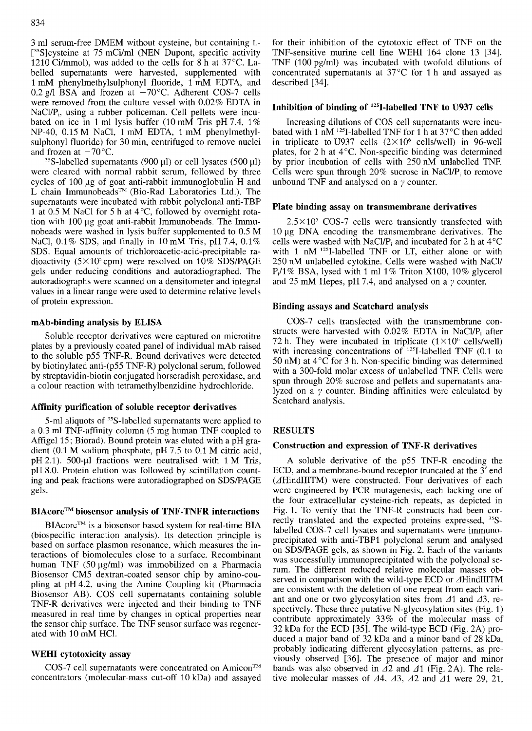3 ml serum-free DMEM without cysteine, but containing L-[$^{35}$S]cysteine at 75 mCi/ml (NEN Dupont, specific activity 1210 Ci/mmol), was added to the cells for 8 h at 37°C. Labelled supernatants were harvested, supplemented with 1 mM phenylmethylsulphonyl fluoride, 1 mM EDTA, and 0.2 g/l BSA and frozen at −70°C. Adherent COS-7 cells were removed from the culture vessel with 0.02% EDTA in NaCl/$P_i$, using a rubber policeman. Cell pellets were incubated on ice in 1 ml lysis buffer (10 mM Tris pH 7.4, 1% NP-40, 0.15 M NaCl, 1 mM EDTA, 1 mM phenylmethylsulphonyl fluoride) for 30 min, centrifuged to remove nuclei and frozen at −70°C.

$^{35}$S-labelled supernatants (900 µl) or cell lysates (500 µl) were cleared with normal rabbit serum, followed by three cycles of 100 µg of goat anti-rabbit immunoglobulin H and L chain Immunobeads™ (Bio-Rad Laboratories Ltd.). The supernatants were incubated with rabbit polyclonal anti-TBP 1 at 0.5 M NaCl for 5 h at 4°C, followed by overnight rotation with 100 µg goat anti-rabbit Immunobeads. The Immunobeads were washed in lysis buffer supplemented to 0.5 M NaCl, 0.1% SDS, and finally in 10 mM Tris, pH 7.4, 0.1% SDS. Equal amounts of trichloroacetic-acid-precipitable radioactivity ($5\times10^5$ cpm) were resolved on 10% SDS/PAGE gels under reducing conditions and autoradiographed. The autoradiographs were scanned on a densitometer and integral values in a linear range were used to determine relative levels of protein expression.

### mAb-binding analysis by ELISA

Soluble receptor derivatives were captured on microtitre plates by a previously coated panel of individual mAb raised to the soluble p55 TNF-R. Bound derivatives were detected by biotinylated anti-(p55 TNF-R) polyclonal serum, followed by streptavidin-biotin conjugated horseradish peroxidase, and a colour reaction with tetramethylbenzidine hydrochloride.

### Affinity purification of soluble receptor derivatives

5-ml aliquots of $^{35}$S-labelled supernatants were applied to a 0.3 ml TNF-affinity column (5 mg human TNF coupled to Affigel 15; Biorad). Bound protein was eluted with a pH gradient (0.1 M sodium phosphate, pH 7.5 to 0.1 M citric acid, pH 2.1). 500-µl fractions were neutralised with 1 M Tris, pH 8.0. Protein elution was followed by scintillation counting and peak fractions were autoradiographed on SDS/PAGE gels.

### BIAcore™ biosensor analysis of TNF-TNFR interactions

BIAcore™ is a biosensor based system for real-time BIA (biospecific interaction analysis). Its detection principle is based on surface plasmon resonance, which measures the interactions of biomolecules close to a surface. Recombinant human TNF (50 µg/ml) was immobilized on a Pharmacia Biosensor CM5 dextran-coated sensor chip by amino-coupling at pH 4.2, using the Amine Coupling kit (Pharmacia Biosensor AB). COS cell supernatants containing soluble TNF-R derivatives were injected and their binding to TNF measured in real time by changes in optical properties near the sensor chip surface. The TNF sensor surface was regenerated with 10 mM HCl.

### WEHI cytotoxicity assay

COS-7 cell supernatants were concentrated on Amicon™ concentrators (molecular-mass cut-off 10 kDa) and assayed for their inhibition of the cytotoxic effect of TNF on the TNF-sensitive murine cell line WEHI 164 clone 13 [34]. TNF (100 pg/ml) was incubated with twofold dilutions of concentrated supernatants at 37°C for 1 h and assayed as described [34].

### Inhibition of binding of $^{125}$I-labelled TNF to U937 cells

Increasing dilutions of COS cell supernatants were incubated with 1 nM $^{125}$I-labelled TNF for 1 h at 37°C then added in triplicate to U937 cells ($2\times10^6$ cells/well) in 96-well plates, for 2 h at 4°C. Non-specific binding was determined by prior incubation of cells with 250 nM unlabelled TNF. Cells were spun through 20% sucrose in NaCl/$P_i$ to remove unbound TNF and analysed on a γ counter.

### Plate binding assay on transmembrane derivatives

$2.5\times10^5$ COS-7 cells were transiently transfected with 10 µg DNA encoding the transmembrane derivatives. The cells were washed with NaCl/$P_i$ and incubated for 2 h at 4°C with 1 nM $^{125}$I-labelled TNF or LT, either alone or with 250 nM unlabelled cytokine. Cells were washed with NaCl/$P_i$/1% BSA, lysed with 1 ml 1% Triton X100, 10% glycerol and 25 mM Hepes, pH 7.4, and analysed on a γ counter.

### Binding assays and Scatchard analysis

COS-7 cells transfected with the transmembrane constructs were harvested with 0.02% EDTA in NaCl/$P_i$ after 72 h. They were incubated in triplicate ($1\times10^6$ cells/well) with increasing concentrations of $^{125}$I-labelled TNF (0.1 to 50 nM) at 4°C for 3 h. Non-specific binding was determined with a 300-fold molar excess of unlabelled TNF. Cells were spun through 20% sucrose and pellets and supernatants analyzed on a γ counter. Binding affinities were calculated by Scatchard analysis.

## RESULTS

### Construction and expression of TNF-R derivatives

A soluble derivative of the p55 TNF-R encoding the ECD, and a membrane-bound receptor truncated at the 3′ end (ΔHindIIITM) were constructed. Four derivatives of each were engineered by PCR mutagenesis, each lacking one of the four extracellular cysteine-rich repeats, as depicted in Fig. 1. To verify that the TNF-R constructs had been correctly translated and the expected proteins expressed, $^{35}$S-labelled COS-7 cell lysates and supernatants were immunoprecipitated with anti-TBP1 polyclonal serum and analysed on SDS/PAGE gels, as shown in Fig. 2. Each of the variants was successfully immunoprecipitated with the polyclonal serum. The different reduced relative molecular masses observed in comparison with the wild-type ECD or ΔHindIIITM are consistent with the deletion of one repeat from each variant and one or two glycosylation sites from Δ1 and Δ3, respectively. These three putative N-glycosylation sites (Fig. 1) contribute approximately 33% of the molecular mass of 32 kDa for the ECD [35]. The wild-type ECD (Fig. 2A) produced a major band of 32 kDa and a minor band of 28 kDa, probably indicating different glycosylation patterns, as previously observed [36]. The presence of major and minor bands was also observed in Δ2 and Δ1 (Fig. 2A). The relative molecular masses of Δ4, Δ3, Δ2 and Δ1 were 29, 21,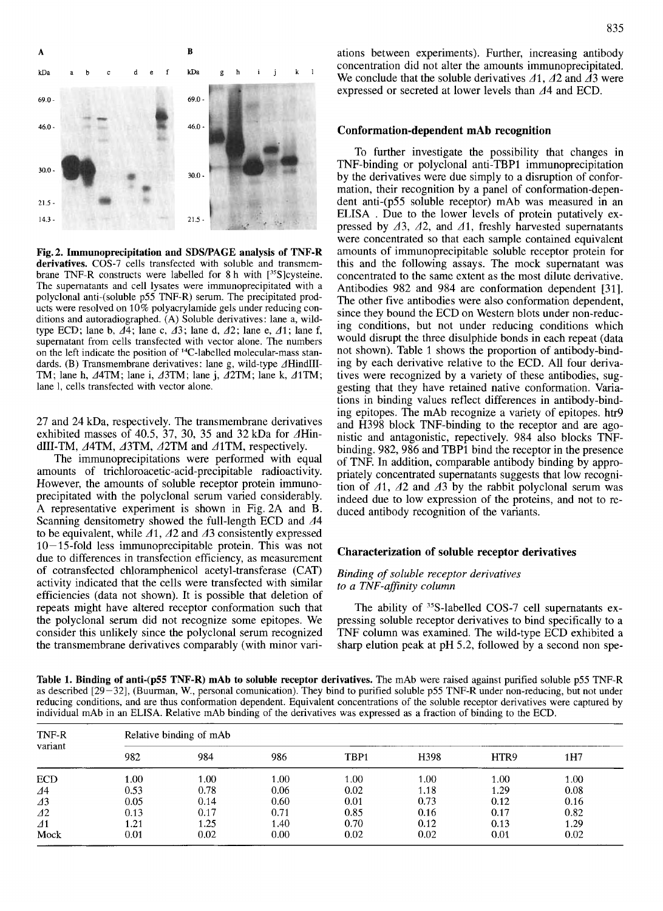**Fig. 2. Immunoprecipitation and SDS/PAGE analysis of TNF-R derivatives.** COS-7 cells transfected with soluble and transmembrane TNF-R constructs were labelled for 8 h with [$^{35}$S]cysteine. The supernatants and cell lysates were immunoprecipitated with a polyclonal anti-(soluble p55 TNF-R) serum. The precipitated products were resolved on 10% polyacrylamide gels under reducing conditions and autoradiographed. (A) Soluble derivatives: lane a, wild-type ECD; lane b, Δ4; lane c, Δ3; lane d, Δ2; lane e, Δ1; lane f, supernatant from cells transfected with vector alone. The numbers on the left indicate the position of $^{14}$C-labelled molecular-mass standards. (B) Transmembrane derivatives: lane g, wild-type ΔHindIII-TM; lane h, Δ4TM; lane i, Δ3TM; lane j, Δ2TM; lane k, Δ1TM; lane l, cells transfected with vector alone.

27 and 24 kDa, respectively. The transmembrane derivatives exhibited masses of 40.5, 37, 30, 35 and 32 kDa for ΔHindIII-TM, Δ4TM, Δ3TM, Δ2TM and Δ1TM, respectively.

The immunoprecipitations were performed with equal amounts of trichloroacetic-acid-precipitable radioactivity. However, the amounts of soluble receptor protein immunoprecipitated with the polyclonal serum varied considerably. A representative experiment is shown in Fig. 2A and B. Scanning densitometry showed the full-length ECD and Δ4 to be equivalent, while Δ1, Δ2 and Δ3 consistently expressed 10–15-fold less immunoprecipitable protein. This was not due to differences in transfection efficiency, as measurement of cotransfected chloramphenicol acetyl-transferase (CAT) activity indicated that the cells were transfected with similar efficiencies (data not shown). It is possible that deletion of repeats might have altered receptor conformation such that the polyclonal serum did not recognize some epitopes. We consider this unlikely since the polyclonal serum recognized the transmembrane derivatives comparably (with minor variations between experiments). Further, increasing antibody concentration did not alter the amounts immunoprecipitated. We conclude that the soluble derivatives Δ1, Δ2 and Δ3 were expressed or secreted at lower levels than Δ4 and ECD.

## Conformation-dependent mAb recognition

To further investigate the possibility that changes in TNF-binding or polyclonal anti-TBP1 immunoprecipitation by the derivatives were due simply to a disruption of conformation, their recognition by a panel of conformation-dependent anti-(p55 soluble receptor) mAb was measured in an ELISA . Due to the lower levels of protein putatively expressed by Δ3, Δ2, and Δ1, freshly harvested supernatants were concentrated so that each sample contained equivalent amounts of immunoprecipitable soluble receptor protein for this and the following assays. The mock supernatant was concentrated to the same extent as the most dilute derivative. Antibodies 982 and 984 are conformation dependent [31]. The other five antibodies were also conformation dependent, since they bound the ECD on Western blots under non-reducing conditions, but not under reducing conditions which would disrupt the three disulphide bonds in each repeat (data not shown). Table 1 shows the proportion of antibody-binding by each derivative relative to the ECD. All four derivatives were recognized by a variety of these antibodies, suggesting that they have retained native conformation. Variations in binding values reflect differences in antibody-binding epitopes. The mAb recognize a variety of epitopes. htr9 and H398 block TNF-binding to the receptor and are agonistic and antagonistic, repectively. 984 also blocks TNF-binding. 982, 986 and TBP1 bind the receptor in the presence of TNF. In addition, comparable antibody binding by appropriately concentrated supernatants suggests that low recognition of Δ1, Δ2 and Δ3 by the rabbit polyclonal serum was indeed due to low expression of the proteins, and not to reduced antibody recognition of the variants.

## Characterization of soluble receptor derivatives

### *Binding of soluble receptor derivatives to a TNF-affinity column*

The ability of $^{35}$S-labelled COS-7 cell supernatants expressing soluble receptor derivatives to bind specifically to a TNF column was examined. The wild-type ECD exhibited a sharp elution peak at pH 5.2, followed by a second non spe-

**Table 1. Binding of anti-(p55 TNF-R) mAb to soluble receptor derivatives.** The mAb were raised against purified soluble p55 TNF-R as described [29–32], (Buurman, W., personal comunication). They bind to purified soluble p55 TNF-R under non-reducing, but not under reducing conditions, and are thus conformation dependent. Equivalent concentrations of the soluble receptor derivatives were captured by individual mAb in an ELISA. Relative mAb binding of the derivatives was expressed as a fraction of binding to the ECD.

| TNF-R variant | Relative binding of mAb | | | | | | |
|---|---|---|---|---|---|---|---|
| | 982 | 984 | 986 | TBP1 | H398 | HTR9 | 1H7 |
| ECD | 1.00 | 1.00 | 1.00 | 1.00 | 1.00 | 1.00 | 1.00 |
| Δ4 | 0.53 | 0.78 | 0.06 | 0.02 | 1.18 | 1.29 | 0.08 |
| Δ3 | 0.05 | 0.14 | 0.60 | 0.01 | 0.73 | 0.12 | 0.16 |
| Δ2 | 0.13 | 0.17 | 0.71 | 0.85 | 0.16 | 0.17 | 0.82 |
| Δ1 | 1.21 | 1.25 | 1.40 | 0.70 | 0.12 | 0.13 | 1.29 |
| Mock | 0.01 | 0.02 | 0.00 | 0.02 | 0.02 | 0.01 | 0.02 |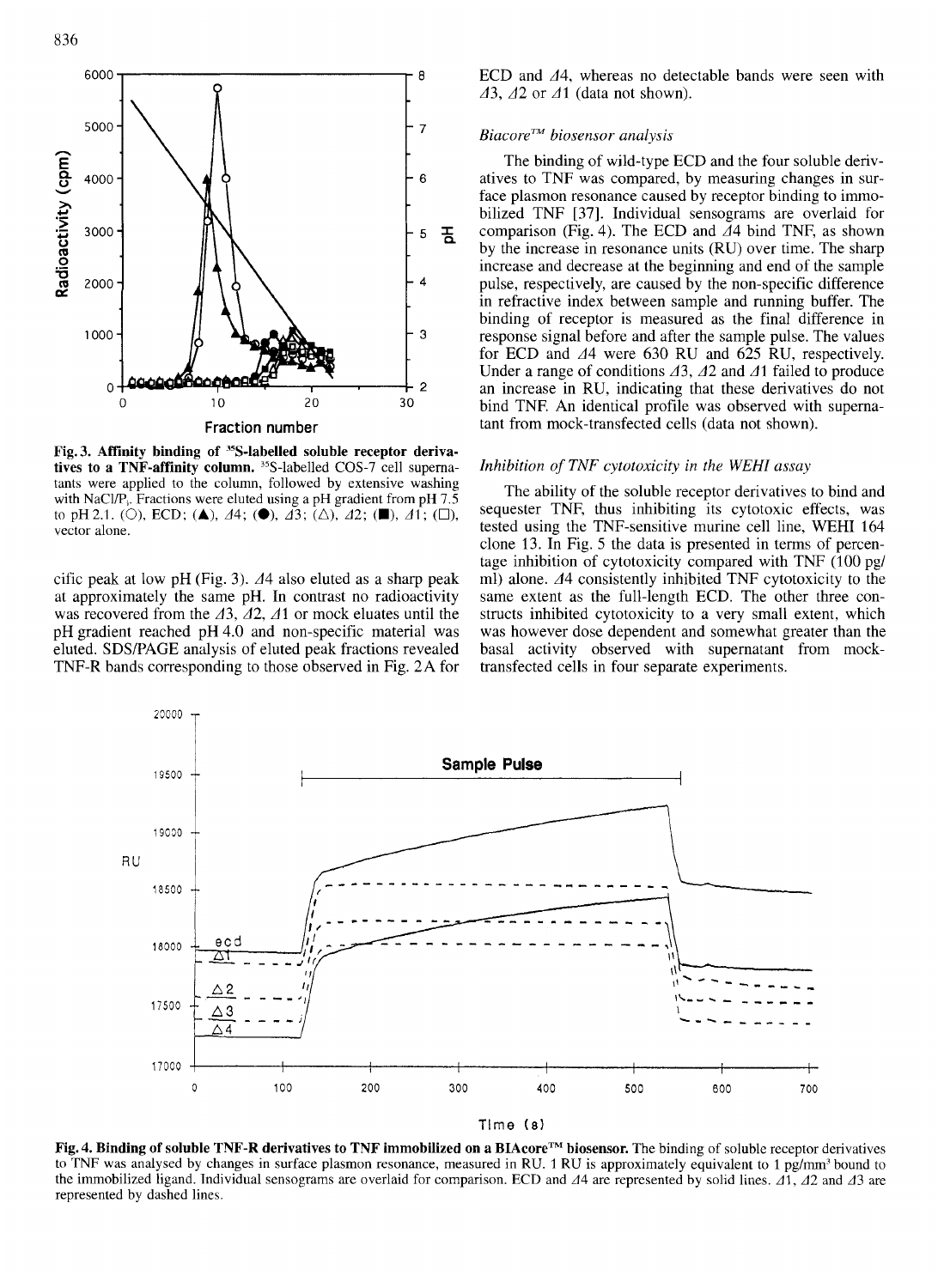**Fig. 3. Affinity binding of $^{35}$S-labelled soluble receptor derivatives to a TNF-affinity column.** $^{35}$S-labelled COS-7 cell supernatants were applied to the column, followed by extensive washing with NaCl/P$_i$. Fractions were eluted using a pH gradient from pH 7.5 to pH 2.1. (○), ECD; (▲), Δ4; (●), Δ3; (△), Δ2; (■), Δ1; (□), vector alone.

cific peak at low pH (Fig. 3). Δ4 also eluted as a sharp peak at approximately the same pH. In contrast no radioactivity was recovered from the Δ3, Δ2, Δ1 or mock eluates until the pH gradient reached pH 4.0 and non-specific material was eluted. SDS/PAGE analysis of eluted peak fractions revealed TNF-R bands corresponding to those observed in Fig. 2A for ECD and Δ4, whereas no detectable bands were seen with Δ3, Δ2 or Δ1 (data not shown).

### *Biacore™ biosensor analysis*

The binding of wild-type ECD and the four soluble derivatives to TNF was compared, by measuring changes in surface plasmon resonance caused by receptor binding to immobilized TNF [37]. Individual sensograms are overlaid for comparison (Fig. 4). The ECD and Δ4 bind TNF, as shown by the increase in resonance units (RU) over time. The sharp increase and decrease at the beginning and end of the sample pulse, respectively, are caused by the non-specific difference in refractive index between sample and running buffer. The binding of receptor is measured as the final difference in response signal before and after the sample pulse. The values for ECD and Δ4 were 630 RU and 625 RU, respectively. Under a range of conditions Δ3, Δ2 and Δ1 failed to produce an increase in RU, indicating that these derivatives do not bind TNF. An identical profile was observed with supernatant from mock-transfected cells (data not shown).

### *Inhibition of TNF cytotoxicity in the WEHI assay*

The ability of the soluble receptor derivatives to bind and sequester TNF, thus inhibiting its cytotoxic effects, was tested using the TNF-sensitive murine cell line, WEHI 164 clone 13. In Fig. 5 the data is presented in terms of percentage inhibition of cytotoxicity compared with TNF (100 pg/ml) alone. Δ4 consistently inhibited TNF cytotoxicity to the same extent as the full-length ECD. The other three constructs inhibited cytotoxicity to a very small extent, which was however dose dependent and somewhat greater than the basal activity observed with supernatant from mock-transfected cells in four separate experiments.

**Fig. 4. Binding of soluble TNF-R derivatives to TNF immobilized on a BIAcore™ biosensor.** The binding of soluble receptor derivatives to TNF was analysed by changes in surface plasmon resonance, measured in RU. 1 RU is approximately equivalent to 1 pg/mm$^2$ bound to the immobilized ligand. Individual sensograms are overlaid for comparison. ECD and Δ4 are represented by solid lines. Δ1, Δ2 and Δ3 are represented by dashed lines.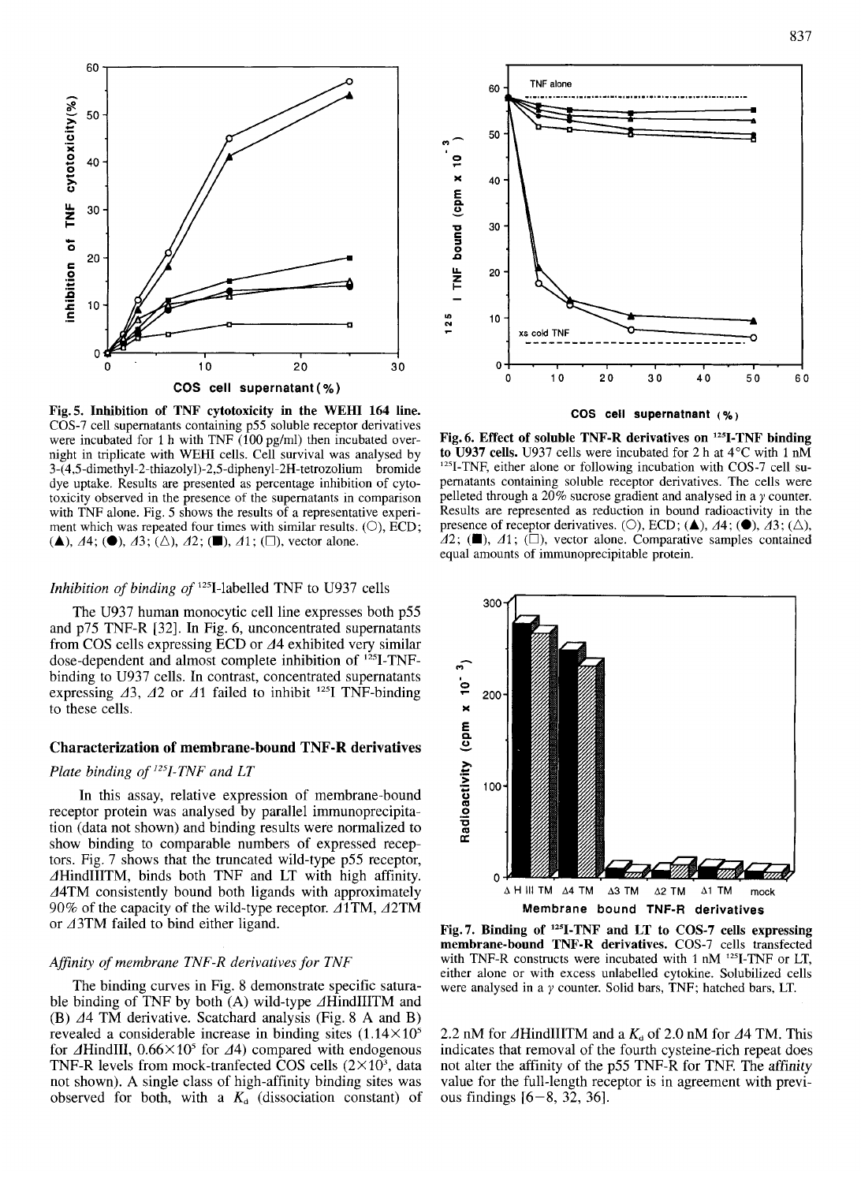**Fig. 5. Inhibition of TNF cytotoxicity in the WEHI 164 line.** COS-7 cell supernatants containing p55 soluble receptor derivatives were incubated for 1 h with TNF (100 pg/ml) then incubated overnight in triplicate with WEHI cells. Cell survival was analysed by 3-(4,5-dimethyl-2-thiazolyl)-2,5-diphenyl-2H-tetrozolium bromide dye uptake. Results are presented as percentage inhibition of cytotoxicity observed in the presence of the supernatants in comparison with TNF alone. Fig. 5 shows the results of a representative experiment which was repeated four times with similar results. (○), ECD; (▲), Δ4; (●), Δ3; (△), Δ2; (■), Δ1; (□), vector alone.

**Fig. 6. Effect of soluble TNF-R derivatives on ¹²⁵I-TNF binding to U937 cells.** U937 cells were incubated for 2 h at 4°C with 1 nM ¹²⁵I-TNF, either alone or following incubation with COS-7 cell supernatants containing soluble receptor derivatives. The cells were pelleted through a 20% sucrose gradient and analysed in a γ counter. Results are represented as reduction in bound radioactivity in the presence of receptor derivatives. (○), ECD; (▲), Δ4; (●), Δ3; (△), Δ2; (■), Δ1; (□), vector alone. Comparative samples contained equal amounts of immunoprecipitable protein.

*Inhibition of binding of ¹²⁵I-labelled TNF to U937 cells*

The U937 human monocytic cell line expresses both p55 and p75 TNF-R [32]. In Fig. 6, unconcentrated supernatants from COS cells expressing ECD or Δ4 exhibited very similar dose-dependent and almost complete inhibition of ¹²⁵I-TNF-binding to U937 cells. In contrast, concentrated supernatants expressing Δ3, Δ2 or Δ1 failed to inhibit ¹²⁵I TNF-binding to these cells.

## Characterization of membrane-bound TNF-R derivatives

*Plate binding of ¹²⁵I-TNF and LT*

In this assay, relative expression of membrane-bound receptor protein was analysed by parallel immunoprecipitation (data not shown) and binding results were normalized to show binding to comparable numbers of expressed receptors. Fig. 7 shows that the truncated wild-type p55 receptor, ΔHindIIITM, binds both TNF and LT with high affinity. Δ4TM consistently bound both ligands with approximately 90% of the capacity of the wild-type receptor. Δ1TM, Δ2TM or Δ3TM failed to bind either ligand.

*Affinity of membrane TNF-R derivatives for TNF*

The binding curves in Fig. 8 demonstrate specific saturable binding of TNF by both (A) wild-type ΔHindIIITM and (B) Δ4 TM derivative. Scatchard analysis (Fig. 8 A and B) revealed a considerable increase in binding sites ($1.14 \times 10^5$ for ΔHindIII, $0.66 \times 10^5$ for Δ4) compared with endogenous TNF-R levels from mock-tranfected COS cells ($2 \times 10^3$, data not shown). A single class of high-affinity binding sites was observed for both, with a $K_d$ (dissociation constant) of 2.2 nM for ΔHindIIITM and a $K_d$ of 2.0 nM for Δ4 TM. This indicates that removal of the fourth cysteine-rich repeat does not alter the affinity of the p55 TNF-R for TNF. The affinity value for the full-length receptor is in agreement with previous findings [6–8, 32, 36].

**Fig. 7. Binding of ¹²⁵I-TNF and LT to COS-7 cells expressing membrane-bound TNF-R derivatives.** COS-7 cells transfected with TNF-R constructs were incubated with 1 nM ¹²⁵I-TNF or LT, either alone or with excess unlabelled cytokine. Solubilized cells were analysed in a γ counter. Solid bars, TNF; hatched bars, LT.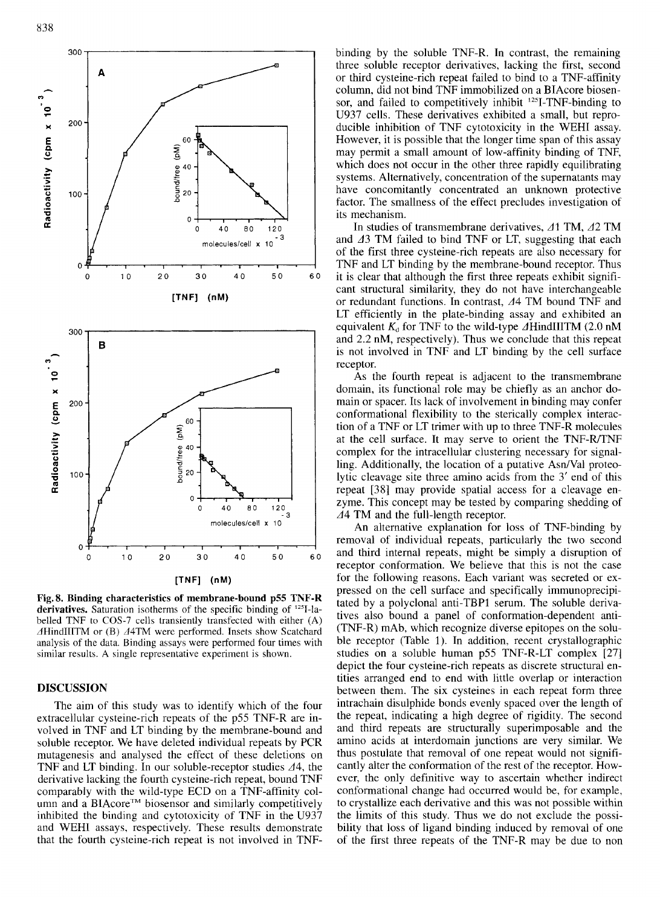**Fig. 8. Binding characteristics of membrane-bound p55 TNF-R derivatives.** Saturation isotherms of the specific binding of $^{125}$I-labelled TNF to COS-7 cells transiently transfected with either (A) ΔHindIIITM or (B) Δ4TM were performed. Insets show Scatchard analysis of the data. Binding assays were performed four times with similar results. A single representative experiment is shown.

## DISCUSSION

The aim of this study was to identify which of the four extracellular cysteine-rich repeats of the p55 TNF-R are involved in TNF and LT binding by the membrane-bound and soluble receptor. We have deleted individual repeats by PCR mutagenesis and analysed the effect of these deletions on TNF and LT binding. In our soluble-receptor studies Δ4, the derivative lacking the fourth cysteine-rich repeat, bound TNF comparably with the wild-type ECD on a TNF-affinity column and a BIAcore™ biosensor and similarly competitively inhibited the binding and cytotoxicity of TNF in the U937 and WEHI assays, respectively. These results demonstrate that the fourth cysteine-rich repeat is not involved in TNF-binding by the soluble TNF-R. In contrast, the remaining three soluble receptor derivatives, lacking the first, second or third cysteine-rich repeat failed to bind to a TNF-affinity column, did not bind TNF immobilized on a BIAcore biosensor, and failed to competitively inhibit $^{125}$I-TNF-binding to U937 cells. These derivatives exhibited a small, but reproducible inhibition of TNF cytotoxicity in the WEHI assay. However, it is possible that the longer time span of this assay may permit a small amount of low-affinity binding of TNF, which does not occur in the other three rapidly equilibrating systems. Alternatively, concentration of the supernatants may have concomitantly concentrated an unknown protective factor. The smallness of the effect precludes investigation of its mechanism.

In studies of transmembrane derivatives, Δ1 TM, Δ2 TM and Δ3 TM failed to bind TNF or LT, suggesting that each of the first three cysteine-rich repeats are also necessary for TNF and LT binding by the membrane-bound receptor. Thus it is clear that although the first three repeats exhibit significant structural similarity, they do not have interchangeable or redundant functions. In contrast, Δ4 TM bound TNF and LT efficiently in the plate-binding assay and exhibited an equivalent $K_d$ for TNF to the wild-type ΔHindIIITM (2.0 nM and 2.2 nM, respectively). Thus we conclude that this repeat is not involved in TNF and LT binding by the cell surface receptor.

As the fourth repeat is adjacent to the transmembrane domain, its functional role may be chiefly as an anchor domain or spacer. Its lack of involvement in binding may confer conformational flexibility to the sterically complex interaction of a TNF or LT trimer with up to three TNF-R molecules at the cell surface. It may serve to orient the TNF-R/TNF complex for the intracellular clustering necessary for signalling. Additionally, the location of a putative Asn/Val proteolytic cleavage site three amino acids from the 3′ end of this repeat [38] may provide spatial access for a cleavage enzyme. This concept may be tested by comparing shedding of Δ4 TM and the full-length receptor.

An alternative explanation for loss of TNF-binding by removal of individual repeats, particularly the two second and third internal repeats, might be simply a disruption of receptor conformation. We believe that this is not the case for the following reasons. Each variant was secreted or expressed on the cell surface and specifically immunoprecipitated by a polyclonal anti-TBP1 serum. The soluble derivatives also bound a panel of conformation-dependent anti-(TNF-R) mAb, which recognize diverse epitopes on the soluble receptor (Table 1). In addition, recent crystallographic studies on a soluble human p55 TNF-R-LT complex [27] depict the four cysteine-rich repeats as discrete structural entities arranged end to end with little overlap or interaction between them. The six cysteines in each repeat form three intrachain disulphide bonds evenly spaced over the length of the repeat, indicating a high degree of rigidity. The second and third repeats are structurally superimposable and the amino acids at interdomain junctions are very similar. We thus postulate that removal of one repeat would not significantly alter the conformation of the rest of the receptor. However, the only definitive way to ascertain whether indirect conformational change had occurred would be, for example, to crystallize each derivative and this was not possible within the limits of this study. Thus we do not exclude the possibility that loss of ligand binding induced by removal of one of the first three repeats of the TNF-R may be due to non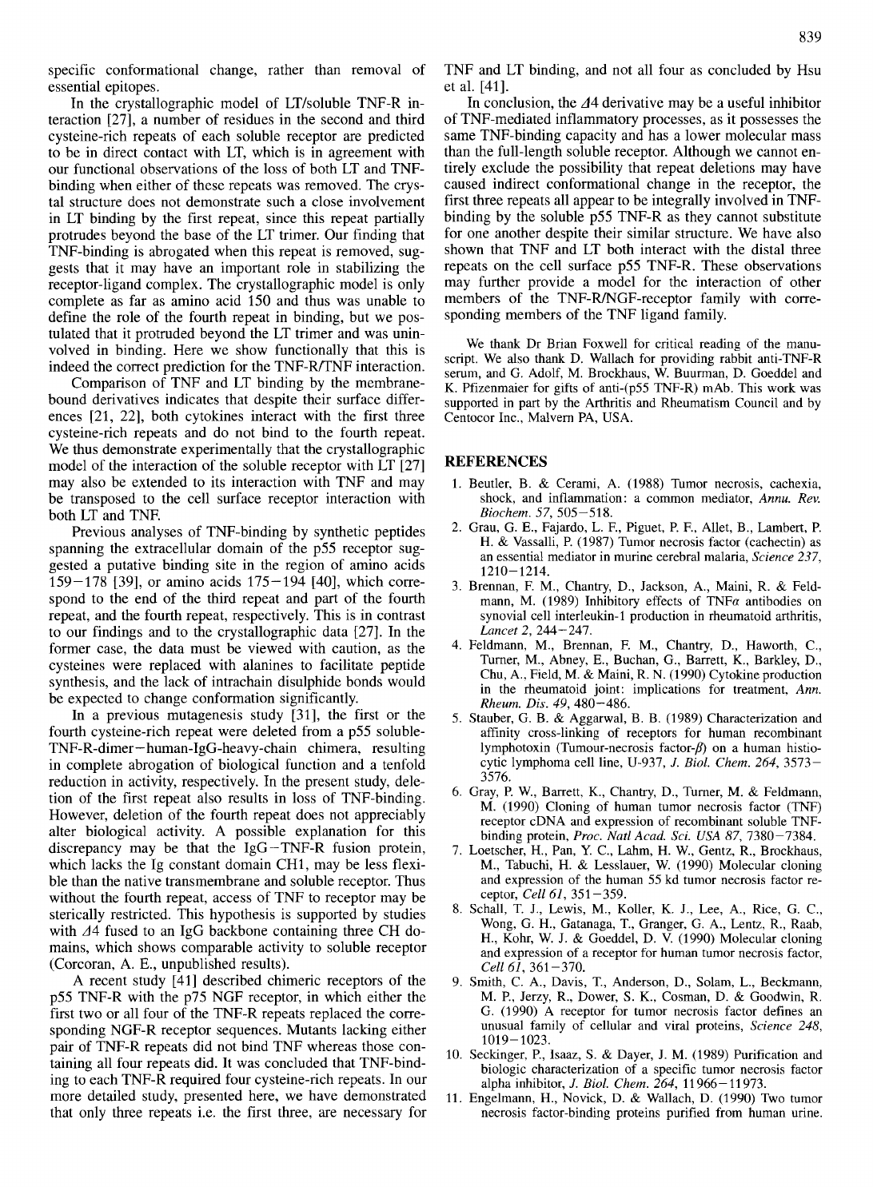specific conformational change, rather than removal of essential epitopes.

In the crystallographic model of LT/soluble TNF-R interaction [27], a number of residues in the second and third cysteine-rich repeats of each soluble receptor are predicted to be in direct contact with LT, which is in agreement with our functional observations of the loss of both LT and TNF-binding when either of these repeats was removed. The crystal structure does not demonstrate such a close involvement in LT binding by the first repeat, since this repeat partially protrudes beyond the base of the LT trimer. Our finding that TNF-binding is abrogated when this repeat is removed, suggests that it may have an important role in stabilizing the receptor-ligand complex. The crystallographic model is only complete as far as amino acid 150 and thus was unable to define the role of the fourth repeat in binding, but we postulated that it protruded beyond the LT trimer and was uninvolved in binding. Here we show functionally that this is indeed the correct prediction for the TNF-R/TNF interaction.

Comparison of TNF and LT binding by the membrane-bound derivatives indicates that despite their surface differences [21, 22], both cytokines interact with the first three cysteine-rich repeats and do not bind to the fourth repeat. We thus demonstrate experimentally that the crystallographic model of the interaction of the soluble receptor with LT [27] may also be extended to its interaction with TNF and may be transposed to the cell surface receptor interaction with both LT and TNF.

Previous analyses of TNF-binding by synthetic peptides spanning the extracellular domain of the p55 receptor suggested a putative binding site in the region of amino acids 159–178 [39], or amino acids 175–194 [40], which correspond to the end of the third repeat and part of the fourth repeat, and the fourth repeat, respectively. This is in contrast to our findings and to the crystallographic data [27]. In the former case, the data must be viewed with caution, as the cysteines were replaced with alanines to facilitate peptide synthesis, and the lack of intrachain disulphide bonds would be expected to change conformation significantly.

In a previous mutagenesis study [31], the first or the fourth cysteine-rich repeat were deleted from a p55 soluble-TNF-R-dimer–human-IgG-heavy-chain chimera, resulting in complete abrogation of biological function and a tenfold reduction in activity, respectively. In the present study, deletion of the first repeat also results in loss of TNF-binding. However, deletion of the fourth repeat does not appreciably alter biological activity. A possible explanation for this discrepancy may be that the IgG–TNF-R fusion protein, which lacks the Ig constant domain CH1, may be less flexible than the native transmembrane and soluble receptor. Thus without the fourth repeat, access of TNF to receptor may be sterically restricted. This hypothesis is supported by studies with $\Delta 4$ fused to an IgG backbone containing three CH domains, which shows comparable activity to soluble receptor (Corcoran, A. E., unpublished results).

A recent study [41] described chimeric receptors of the p55 TNF-R with the p75 NGF receptor, in which either the first two or all four of the TNF-R repeats replaced the corresponding NGF-R receptor sequences. Mutants lacking either pair of TNF-R repeats did not bind TNF whereas those containing all four repeats did. It was concluded that TNF-binding to each TNF-R required four cysteine-rich repeats. In our more detailed study, presented here, we have demonstrated that only three repeats i.e. the first three, are necessary for TNF and LT binding, and not all four as concluded by Hsu et al. [41].

In conclusion, the $\Delta 4$ derivative may be a useful inhibitor of TNF-mediated inflammatory processes, as it possesses the same TNF-binding capacity and has a lower molecular mass than the full-length soluble receptor. Although we cannot entirely exclude the possibility that repeat deletions may have caused indirect conformational change in the receptor, the first three repeats all appear to be integrally involved in TNF-binding by the soluble p55 TNF-R as they cannot substitute for one another despite their similar structure. We have also shown that TNF and LT both interact with the distal three repeats on the cell surface p55 TNF-R. These observations may further provide a model for the interaction of other members of the TNF-R/NGF-receptor family with corresponding members of the TNF ligand family.

We thank Dr Brian Foxwell for critical reading of the manuscript. We also thank D. Wallach for providing rabbit anti-TNF-R serum, and G. Adolf, M. Brockhaus, W. Buurman, D. Goeddel and K. Pfizenmaier for gifts of anti-(p55 TNF-R) mAb. This work was supported in part by the Arthritis and Rheumatism Council and by Centocor Inc., Malvern PA, USA.

## REFERENCES

1. Beutler, B. & Cerami, A. (1988) Tumor necrosis, cachexia, shock, and inflammation: a common mediator, *Annu. Rev. Biochem. 57*, 505–518.
2. Grau, G. E., Fajardo, L. F., Piguet, P. F., Allet, B., Lambert, P. H. & Vassalli, P. (1987) Tumor necrosis factor (cachectin) as an essential mediator in murine cerebral malaria, *Science 237*, 1210–1214.
3. Brennan, F. M., Chantry, D., Jackson, A., Maini, R. & Feldmann, M. (1989) Inhibitory effects of TNFα antibodies on synovial cell interleukin-1 production in rheumatoid arthritis, *Lancet 2*, 244–247.
4. Feldmann, M., Brennan, F. M., Chantry, D., Haworth, C., Turner, M., Abney, E., Buchan, G., Barrett, K., Barkley, D., Chu, A., Field, M. & Maini, R. N. (1990) Cytokine production in the rheumatoid joint: implications for treatment, *Ann. Rheum. Dis. 49*, 480–486.
5. Stauber, G. B. & Aggarwal, B. B. (1989) Characterization and affinity cross-linking of receptors for human recombinant lymphotoxin (Tumour-necrosis factor-β) on a human histiocytic lymphoma cell line, U-937, *J. Biol. Chem. 264*, 3573–3576.
6. Gray, P. W., Barrett, K., Chantry, D., Turner, M. & Feldmann, M. (1990) Cloning of human tumor necrosis factor (TNF) receptor cDNA and expression of recombinant soluble TNF-binding protein, *Proc. Natl Acad. Sci. USA 87*, 7380–7384.
7. Loetscher, H., Pan, Y. C., Lahm, H. W., Gentz, R., Brockhaus, M., Tabuchi, H. & Lesslauer, W. (1990) Molecular cloning and expression of the human 55 kd tumor necrosis factor receptor, *Cell 61*, 351–359.
8. Schall, T. J., Lewis, M., Koller, K. J., Lee, A., Rice, G. C., Wong, G. H., Gatanaga, T., Granger, G. A., Lentz, R., Raab, H., Kohr, W. J. & Goeddel, D. V. (1990) Molecular cloning and expression of a receptor for human tumor necrosis factor, *Cell 61*, 361–370.
9. Smith, C. A., Davis, T., Anderson, D., Solam, L., Beckmann, M. P., Jerzy, R., Dower, S. K., Cosman, D. & Goodwin, R. G. (1990) A receptor for tumor necrosis factor defines an unusual family of cellular and viral proteins, *Science 248*, 1019–1023.
10. Seckinger, P., Isaaz, S. & Dayer, J. M. (1989) Purification and biologic characterization of a specific tumor necrosis factor alpha inhibitor, *J. Biol. Chem. 264*, 11966–11973.
11. Engelmann, H., Novick, D. & Wallach, D. (1990) Two tumor necrosis factor-binding proteins purified from human urine.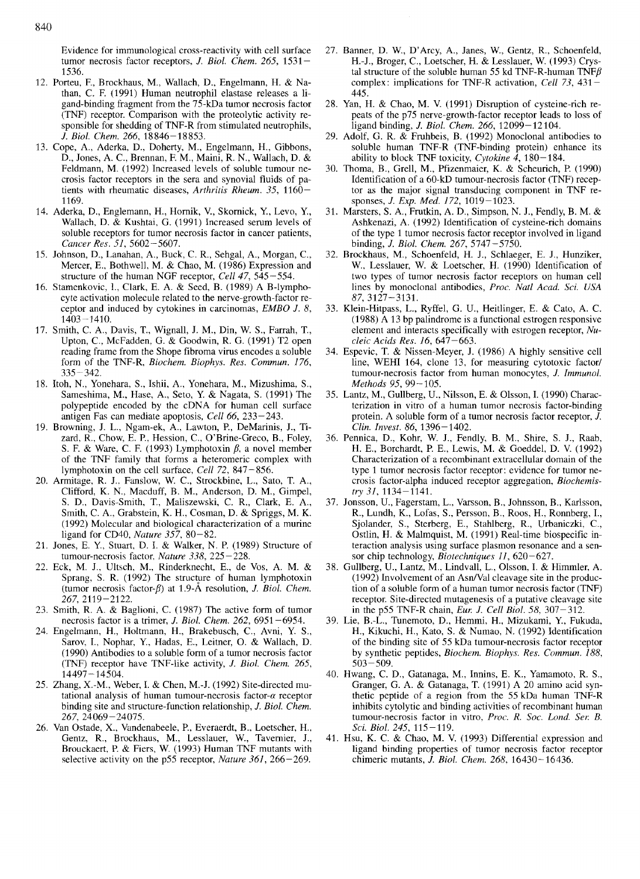Evidence for immunological cross-reactivity with cell surface tumor necrosis factor receptors, *J. Biol. Chem. 265*, 1531–1536.

12. Porteu, F., Brockhaus, M., Wallach, D., Engelmann, H. & Nathan, C. F. (1991) Human neutrophil elastase releases a ligand-binding fragment from the 75-kDa tumor necrosis factor (TNF) receptor. Comparison with the proteolytic activity responsible for shedding of TNF-R from stimulated neutrophils, *J. Biol. Chem. 266*, 18846–18853.
13. Cope, A., Aderka, D., Doherty, M., Engelmann, H., Gibbons, D., Jones, A. C., Brennan, F. M., Maini, R. N., Wallach, D. & Feldmann, M. (1992) Increased levels of soluble tumour necrosis factor receptors in the sera and synovial fluids of patients with rheumatic diseases, *Arthritis Rheum. 35*, 1160–1169.
14. Aderka, D., Englemann, H., Hornik, V., Skornick, Y., Levo, Y., Wallach, D. & Kushtai, G. (1991) Increased serum levels of soluble receptors for tumor necrosis factor in cancer patients, *Cancer Res. 51*, 5602–5607.
15. Johnson, D., Lanahan, A., Buck, C. R., Sehgal, A., Morgan, C., Mercer, E., Bothwell, M. & Chao, M. (1986) Expression and structure of the human NGF receptor, *Cell 47*, 545–554.
16. Stamenkovic, I., Clark, E. A. & Seed, B. (1989) A B-lymphocyte activation molecule related to the nerve-growth-factor receptor and induced by cytokines in carcinomas, *EMBO J. 8*, 1403–1410.
17. Smith, C. A., Davis, T., Wignall, J. M., Din, W. S., Farrah, T., Upton, C., McFadden, G. & Goodwin, R. G. (1991) T2 open reading frame from the Shope fibroma virus encodes a soluble form of the TNF-R, *Biochem. Biophys. Res. Commun. 176*, 335–342.
18. Itoh, N., Yonehara, S., Ishii, A., Yonehara, M., Mizushima, S., Sameshima, M., Hase, A., Seto, Y. & Nagata, S. (1991) The polypeptide encoded by the cDNA for human cell surface antigen Fas can mediate apoptosis, *Cell 66*, 233–243.
19. Browning, J. L., Ngam-ek, A., Lawton, P., DeMarinis, J., Tizard, R., Chow, E. P., Hession, C., O'Brine-Greco, B., Foley, S. F. & Ware, C. F. (1993) Lymphotoxin *β*, a novel member of the TNF family that forms a heteromeric complex with lymphotoxin on the cell surface, *Cell 72*, 847–856.
20. Armitage, R. J., Fanslow, W. C., Strockbine, L., Sato, T. A., Clifford, K. N., Macduff, B. M., Anderson, D. M., Gimpel, S. D., Davis-Smith, T., Maliszewski, C. R., Clark, E. A., Smith, C. A., Grabstein, K. H., Cosman, D. & Spriggs, M. K. (1992) Molecular and biological characterization of a murine ligand for CD40, *Nature 357*, 80–82.
21. Jones, E. Y., Stuart, D. I. & Walker, N. P. (1989) Structure of tumour-necrosis factor, *Nature 338*, 225–228.
22. Eck, M. J., Ultsch, M., Rinderknecht, E., de Vos, A. M. & Sprang, S. R. (1992) The structure of human lymphotoxin (tumor necrosis factor-*β*) at 1.9-Å resolution, *J. Biol. Chem. 267*, 2119–2122.
23. Smith, R. A. & Baglioni, C. (1987) The active form of tumor necrosis factor is a trimer, *J. Biol. Chem. 262*, 6951–6954.
24. Engelmann, H., Holtmann, H., Brakebusch, C., Avni, Y. S., Sarov, I., Nophar, Y., Hadas, E., Leitner, O. & Wallach, D. (1990) Antibodies to a soluble form of a tumor necrosis factor (TNF) receptor have TNF-like activity, *J. Biol. Chem. 265*, 14497–14504.
25. Zhang, X.-M., Weber, I. & Chen, M.-J. (1992) Site-directed mutational analysis of human tumour-necrosis factor-*α* receptor binding site and structure-function relationship, *J. Biol. Chem. 267*, 24069–24075.
26. Van Ostade, X., Vandenabeele, P., Everaerdt, B., Loetscher, H., Gentz, R., Brockhaus, M., Lesslauer, W., Tavernier, J., Brouckaert, P. & Fiers, W. (1993) Human TNF mutants with selective activity on the p55 receptor, *Nature 361*, 266–269.
27. Banner, D. W., D'Arcy, A., Janes, W., Gentz, R., Schoenfeld, H.-J., Broger, C., Loetscher, H. & Lesslauer, W. (1993) Crystal structure of the soluble human 55 kd TNF-R-human TNF*β* complex: implications for TNF-R activation, *Cell 73*, 431–445.
28. Yan, H. & Chao, M. V. (1991) Disruption of cysteine-rich repeats of the p75 nerve-growth-factor receptor leads to loss of ligand binding, *J. Biol. Chem. 266*, 12099–12104.
29. Adolf, G. R. & Fruhbeis, B. (1992) Monoclonal antibodies to soluble human TNF-R (TNF-binding protein) enhance its ability to block TNF toxicity, *Cytokine 4*, 180–184.
30. Thoma, B., Grell, M., Pfizenmaier, K. & Scheurich, P. (1990) Identification of a 60-kD tumour-necrosis factor (TNF) receptor as the major signal transducing component in TNF responses, *J. Exp. Med. 172*, 1019–1023.
31. Marsters, S. A., Frutkin, A. D., Simpson, N. J., Fendly, B. M. & Ashkenazi, A. (1992) Identification of cysteine-rich domains of the type 1 tumor necrosis factor receptor involved in ligand binding, *J. Biol. Chem. 267*, 5747–5750.
32. Brockhaus, M., Schoenfeld, H. J., Schlaeger, E. J., Hunziker, W., Lesslauer, W. & Loetscher, H. (1990) Identification of two types of tumor necrosis factor receptors on human cell lines by monoclonal antibodies, *Proc. Natl Acad. Sci. USA 87*, 3127–3131.
33. Klein-Hitpass, L., Ryffel, G. U., Heitlinger, E. & Cato, A. C. (1988) A 13 bp palindrome is a functional estrogen responsive element and interacts specifically with estrogen receptor, *Nucleic Acids Res. 16*, 647–663.
34. Espevic, T. & Nissen-Meyer, J. (1986) A highly sensitive cell line, WEHI 164, clone 13, for measuring cytotoxic factor/tumour-necrosis factor from human monocytes, *J. Immunol. Methods 95*, 99–105.
35. Lantz, M., Gullberg, U., Nilsson, E. & Olsson, I. (1990) Characterization in vitro of a human tumor necrosis factor-binding protein. A soluble form of a tumor necrosis factor receptor, *J. Clin. Invest. 86*, 1396–1402.
36. Pennica, D., Kohr, W. J., Fendly, B. M., Shire, S. J., Raab, H. E., Borchardt, P. E., Lewis, M. & Goeddel, D. V. (1992) Characterization of a recombinant extracellular domain of the type 1 tumor necrosis factor receptor: evidence for tumor necrosis factor-alpha induced receptor aggregation, *Biochemistry 31*, 1134–1141.
37. Jonsson, U., Fagerstam, L., Varsson, B., Johnsson, B., Karlsson, R., Lundh, K., Lofas, S., Persson, B., Roos, H., Ronnberg, I., Sjolander, S., Sterberg, E., Stahlberg, R., Urbaniczki, C., Ostlin, H. & Malmquist, M. (1991) Real-time biospecific interaction analysis using surface plasmon resonance and a sensor chip technology, *Biotechniques 11*, 620–627.
38. Gullberg, U., Lantz, M., Lindvall, L., Olsson, I. & Himmler, A. (1992) Involvement of an Asn/Val cleavage site in the production of a soluble form of a human tumor necrosis factor (TNF) receptor. Site-directed mutagenesis of a putative cleavage site in the p55 TNF-R chain, *Eur. J. Cell Biol. 58*, 307–312.
39. Lie, B.-L., Tunemoto, D., Hemmi, H., Mizukami, Y., Fukuda, H., Kikuchi, H., Kato, S. & Numao, N. (1992) Identification of the binding site of 55 kDa tumour-necrosis factor receptor by synthetic peptides, *Biochem. Biophys. Res. Commun. 188*, 503–509.
40. Hwang, C. D., Gatanaga, M., Innins, E. K., Yamamoto, R. S., Granger, G. A. & Gatanaga, T. (1991) A 20 amino acid synthetic peptide of a region from the 55 kDa human TNF-R inhibits cytolytic and binding activities of recombinant human tumour-necrosis factor in vitro, *Proc. R. Soc. Lond. Ser. B. Sci. Biol. 245*, 115–119.
41. Hsu, K. C. & Chao, M. V. (1993) Differential expression and ligand binding properties of tumor necrosis factor receptor chimeric mutants, *J. Biol. Chem. 268*, 16430–16436.